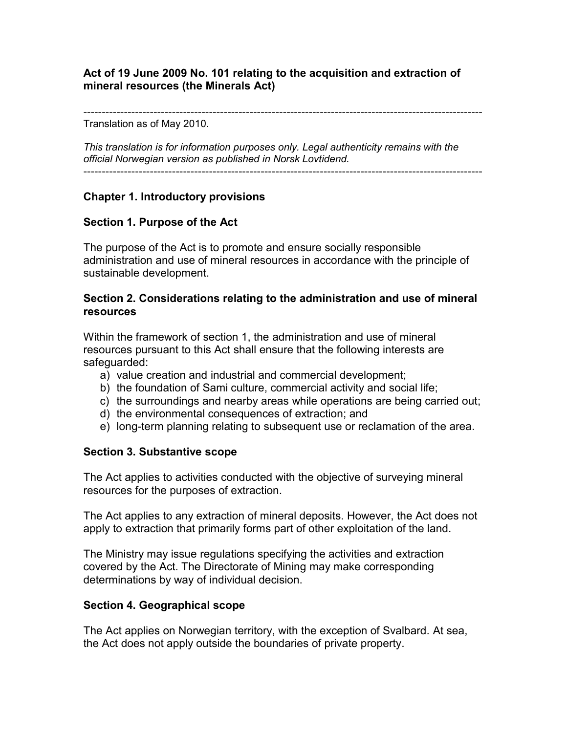# Act of 19 June 2009 No. 101 relating to the acquisition and extraction of mineral resources (the Minerals Act)

---

Translation as of May 2010.

*This translation is for information purposes only. Legal authenticity remains with the official Norwegian version as published in Norsk Lovtidend.*

---

## Chapter 1. Introductory provisions

### Section 1. Purpose of the Act

The purpose of the Act is to promote and ensure socially responsible administration and use of mineral resources in accordance with the principle of sustainable development.

### Section 2. Considerations relating to the administration and use of mineral resources

Within the framework of section 1, the administration and use of mineral resources pursuant to this Act shall ensure that the following interests are safeguarded:

a) value creation and industrial and commercial development;
b) the foundation of Sami culture, commercial activity and social life;
c) the surroundings and nearby areas while operations are being carried out;
d) the environmental consequences of extraction; and
e) long-term planning relating to subsequent use or reclamation of the area.

### Section 3. Substantive scope

The Act applies to activities conducted with the objective of surveying mineral resources for the purposes of extraction.

The Act applies to any extraction of mineral deposits. However, the Act does not apply to extraction that primarily forms part of other exploitation of the land.

The Ministry may issue regulations specifying the activities and extraction covered by the Act. The Directorate of Mining may make corresponding determinations by way of individual decision.

### Section 4. Geographical scope

The Act applies on Norwegian territory, with the exception of Svalbard. At sea, the Act does not apply outside the boundaries of private property.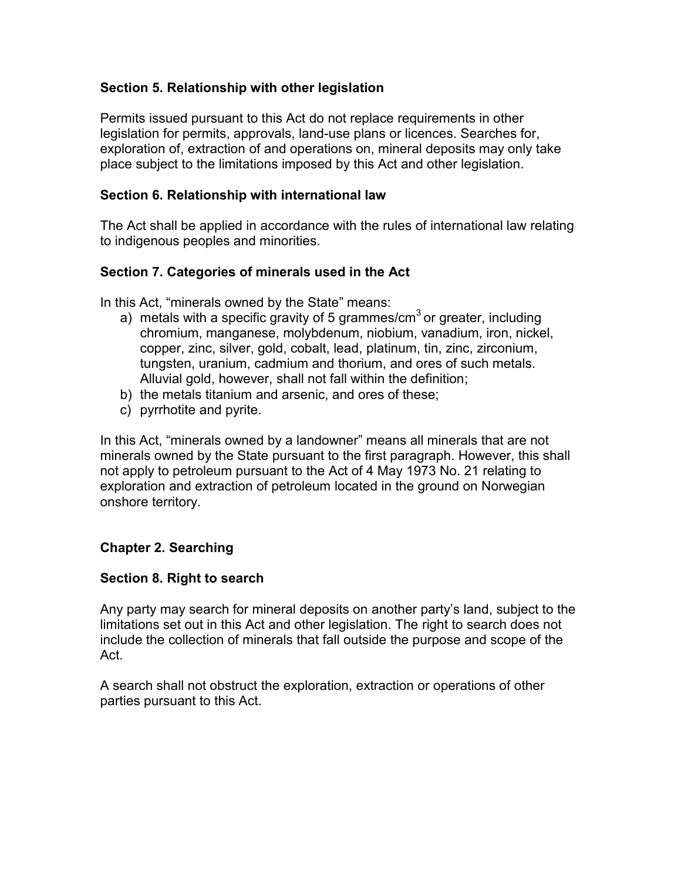**Section 5. Relationship with other legislation**

Permits issued pursuant to this Act do not replace requirements in other legislation for permits, approvals, land-use plans or licences. Searches for, exploration of, extraction of and operations on, mineral deposits may only take place subject to the limitations imposed by this Act and other legislation.

**Section 6. Relationship with international law**

The Act shall be applied in accordance with the rules of international law relating to indigenous peoples and minorities.

**Section 7. Categories of minerals used in the Act**

In this Act, "minerals owned by the State" means:

a) metals with a specific gravity of 5 grammes/cm$^3$ or greater, including chromium, manganese, molybdenum, niobium, vanadium, iron, nickel, copper, zinc, silver, gold, cobalt, lead, platinum, tin, zinc, zirconium, tungsten, uranium, cadmium and thorium, and ores of such metals. Alluvial gold, however, shall not fall within the definition;
b) the metals titanium and arsenic, and ores of these;
c) pyrrhotite and pyrite.

In this Act, "minerals owned by a landowner" means all minerals that are not minerals owned by the State pursuant to the first paragraph. However, this shall not apply to petroleum pursuant to the Act of 4 May 1973 No. 21 relating to exploration and extraction of petroleum located in the ground on Norwegian onshore territory.

**Chapter 2. Searching**

**Section 8. Right to search**

Any party may search for mineral deposits on another party's land, subject to the limitations set out in this Act and other legislation. The right to search does not include the collection of minerals that fall outside the purpose and scope of the Act.

A search shall not obstruct the exploration, extraction or operations of other parties pursuant to this Act.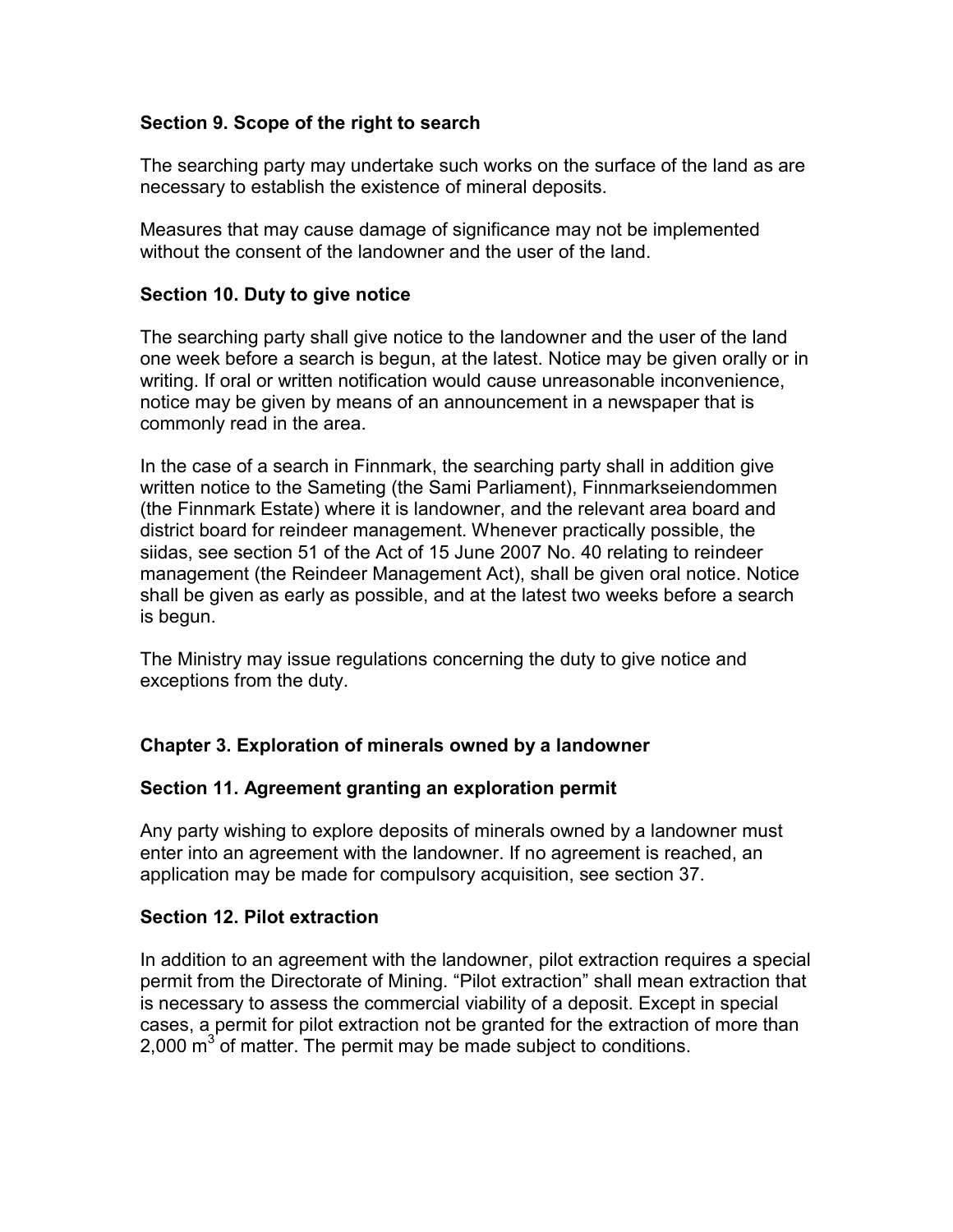### Section 9. Scope of the right to search

The searching party may undertake such works on the surface of the land as are necessary to establish the existence of mineral deposits.

Measures that may cause damage of significance may not be implemented without the consent of the landowner and the user of the land.

### Section 10. Duty to give notice

The searching party shall give notice to the landowner and the user of the land one week before a search is begun, at the latest. Notice may be given orally or in writing. If oral or written notification would cause unreasonable inconvenience, notice may be given by means of an announcement in a newspaper that is commonly read in the area.

In the case of a search in Finnmark, the searching party shall in addition give written notice to the Sameting (the Sami Parliament), Finnmarkseiendommen (the Finnmark Estate) where it is landowner, and the relevant area board and district board for reindeer management. Whenever practically possible, the siidas, see section 51 of the Act of 15 June 2007 No. 40 relating to reindeer management (the Reindeer Management Act), shall be given oral notice. Notice shall be given as early as possible, and at the latest two weeks before a search is begun.

The Ministry may issue regulations concerning the duty to give notice and exceptions from the duty.

## Chapter 3. Exploration of minerals owned by a landowner

### Section 11. Agreement granting an exploration permit

Any party wishing to explore deposits of minerals owned by a landowner must enter into an agreement with the landowner. If no agreement is reached, an application may be made for compulsory acquisition, see section 37.

### Section 12. Pilot extraction

In addition to an agreement with the landowner, pilot extraction requires a special permit from the Directorate of Mining. "Pilot extraction" shall mean extraction that is necessary to assess the commercial viability of a deposit. Except in special cases, a permit for pilot extraction not be granted for the extraction of more than 2,000 $m^3$ of matter. The permit may be made subject to conditions.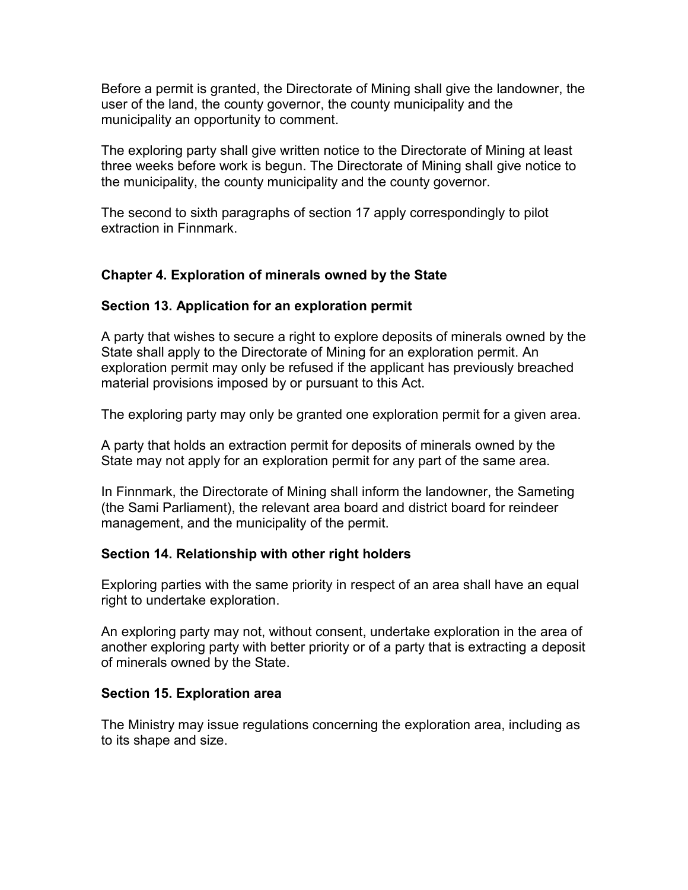Before a permit is granted, the Directorate of Mining shall give the landowner, the user of the land, the county governor, the county municipality and the municipality an opportunity to comment.

The exploring party shall give written notice to the Directorate of Mining at least three weeks before work is begun. The Directorate of Mining shall give notice to the municipality, the county municipality and the county governor.

The second to sixth paragraphs of section 17 apply correspondingly to pilot extraction in Finnmark.

## Chapter 4. Exploration of minerals owned by the State

### Section 13. Application for an exploration permit

A party that wishes to secure a right to explore deposits of minerals owned by the State shall apply to the Directorate of Mining for an exploration permit. An exploration permit may only be refused if the applicant has previously breached material provisions imposed by or pursuant to this Act.

The exploring party may only be granted one exploration permit for a given area.

A party that holds an extraction permit for deposits of minerals owned by the State may not apply for an exploration permit for any part of the same area.

In Finnmark, the Directorate of Mining shall inform the landowner, the Sameting (the Sami Parliament), the relevant area board and district board for reindeer management, and the municipality of the permit.

### Section 14. Relationship with other right holders

Exploring parties with the same priority in respect of an area shall have an equal right to undertake exploration.

An exploring party may not, without consent, undertake exploration in the area of another exploring party with better priority or of a party that is extracting a deposit of minerals owned by the State.

### Section 15. Exploration area

The Ministry may issue regulations concerning the exploration area, including as to its shape and size.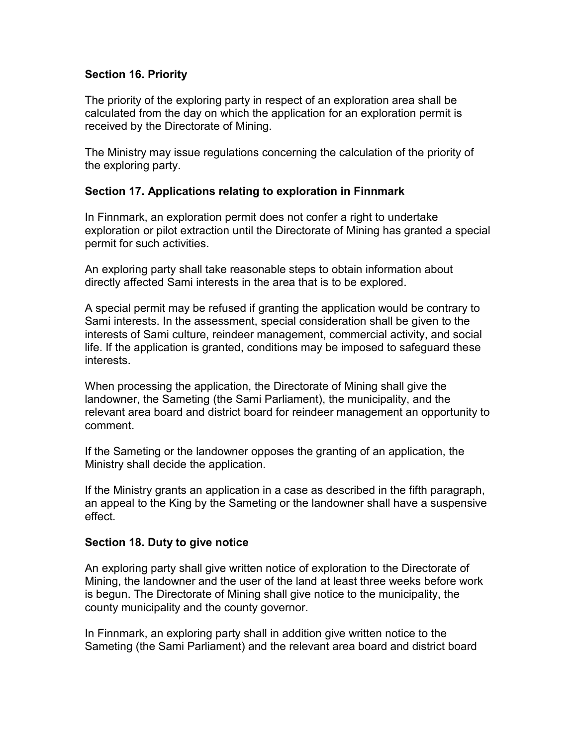### Section 16. Priority

The priority of the exploring party in respect of an exploration area shall be calculated from the day on which the application for an exploration permit is received by the Directorate of Mining.

The Ministry may issue regulations concerning the calculation of the priority of the exploring party.

### Section 17. Applications relating to exploration in Finnmark

In Finnmark, an exploration permit does not confer a right to undertake exploration or pilot extraction until the Directorate of Mining has granted a special permit for such activities.

An exploring party shall take reasonable steps to obtain information about directly affected Sami interests in the area that is to be explored.

A special permit may be refused if granting the application would be contrary to Sami interests. In the assessment, special consideration shall be given to the interests of Sami culture, reindeer management, commercial activity, and social life. If the application is granted, conditions may be imposed to safeguard these interests.

When processing the application, the Directorate of Mining shall give the landowner, the Sameting (the Sami Parliament), the municipality, and the relevant area board and district board for reindeer management an opportunity to comment.

If the Sameting or the landowner opposes the granting of an application, the Ministry shall decide the application.

If the Ministry grants an application in a case as described in the fifth paragraph, an appeal to the King by the Sameting or the landowner shall have a suspensive effect.

### Section 18. Duty to give notice

An exploring party shall give written notice of exploration to the Directorate of Mining, the landowner and the user of the land at least three weeks before work is begun. The Directorate of Mining shall give notice to the municipality, the county municipality and the county governor.

In Finnmark, an exploring party shall in addition give written notice to the Sameting (the Sami Parliament) and the relevant area board and district board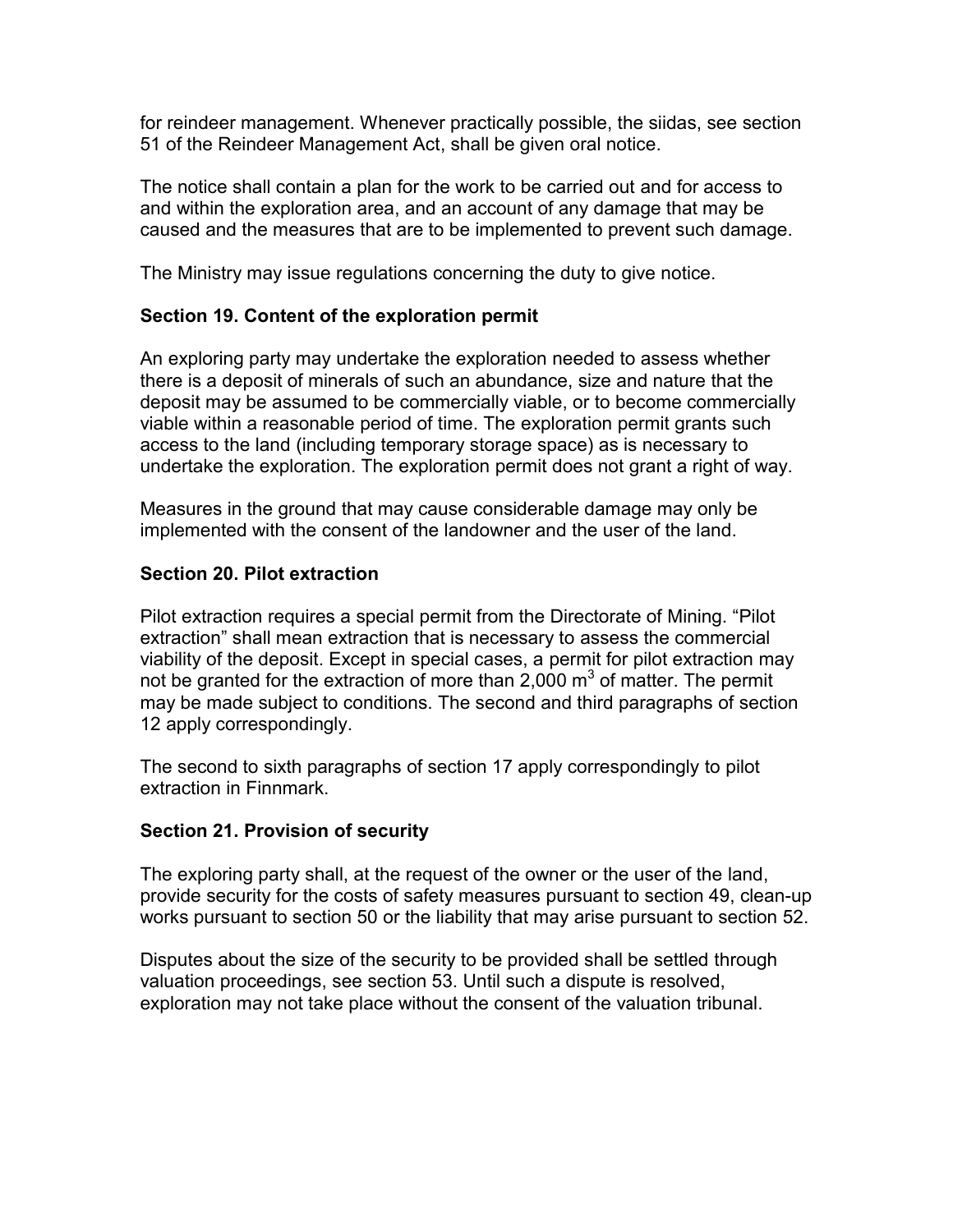for reindeer management. Whenever practically possible, the siidas, see section 51 of the Reindeer Management Act, shall be given oral notice.

The notice shall contain a plan for the work to be carried out and for access to and within the exploration area, and an account of any damage that may be caused and the measures that are to be implemented to prevent such damage.

The Ministry may issue regulations concerning the duty to give notice.

### Section 19. Content of the exploration permit

An exploring party may undertake the exploration needed to assess whether there is a deposit of minerals of such an abundance, size and nature that the deposit may be assumed to be commercially viable, or to become commercially viable within a reasonable period of time. The exploration permit grants such access to the land (including temporary storage space) as is necessary to undertake the exploration. The exploration permit does not grant a right of way.

Measures in the ground that may cause considerable damage may only be implemented with the consent of the landowner and the user of the land.

### Section 20. Pilot extraction

Pilot extraction requires a special permit from the Directorate of Mining. "Pilot extraction" shall mean extraction that is necessary to assess the commercial viability of the deposit. Except in special cases, a permit for pilot extraction may not be granted for the extraction of more than 2,000 $m^3$ of matter. The permit may be made subject to conditions. The second and third paragraphs of section 12 apply correspondingly.

The second to sixth paragraphs of section 17 apply correspondingly to pilot extraction in Finnmark.

### Section 21. Provision of security

The exploring party shall, at the request of the owner or the user of the land, provide security for the costs of safety measures pursuant to section 49, clean-up works pursuant to section 50 or the liability that may arise pursuant to section 52.

Disputes about the size of the security to be provided shall be settled through valuation proceedings, see section 53. Until such a dispute is resolved, exploration may not take place without the consent of the valuation tribunal.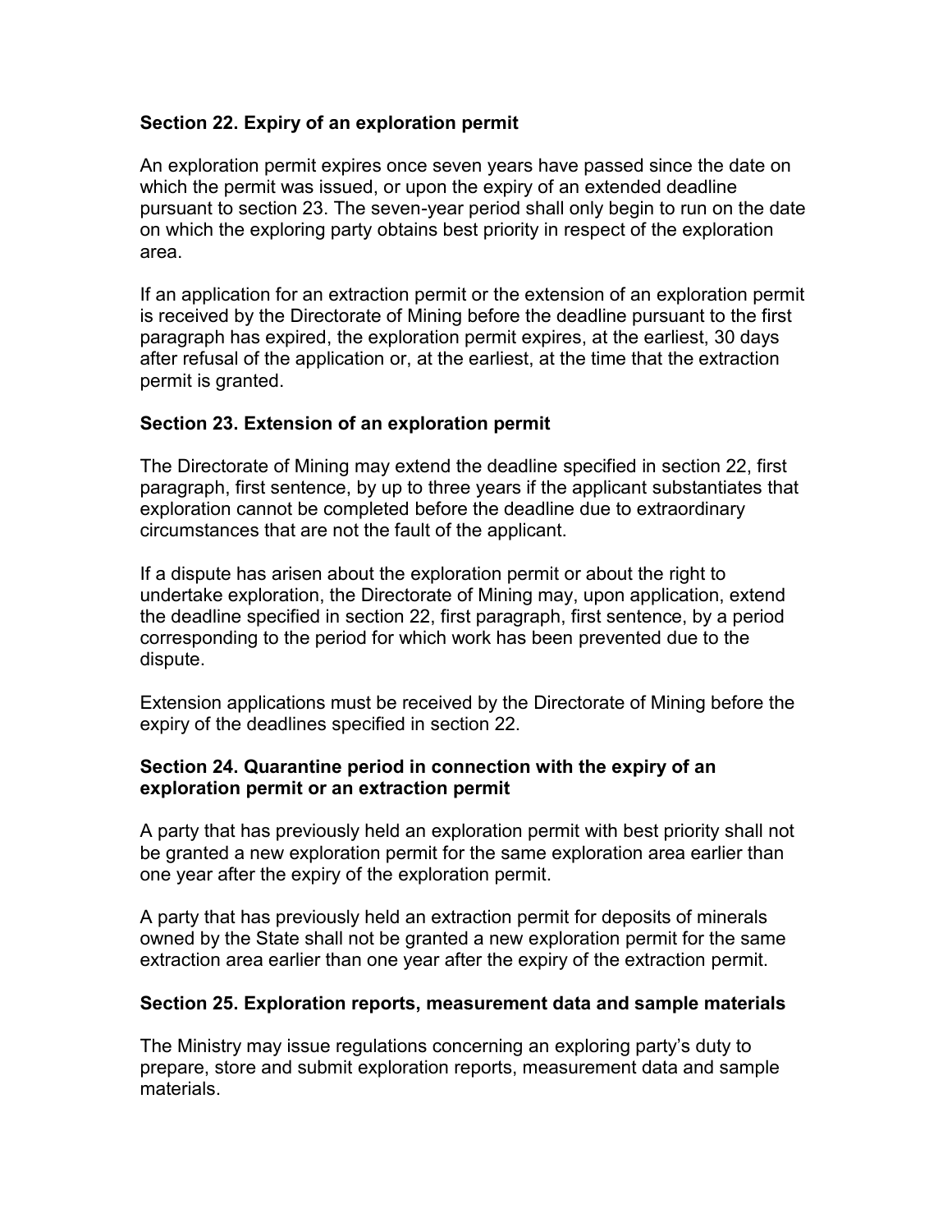**Section 22. Expiry of an exploration permit**

An exploration permit expires once seven years have passed since the date on which the permit was issued, or upon the expiry of an extended deadline pursuant to section 23. The seven-year period shall only begin to run on the date on which the exploring party obtains best priority in respect of the exploration area.

If an application for an extraction permit or the extension of an exploration permit is received by the Directorate of Mining before the deadline pursuant to the first paragraph has expired, the exploration permit expires, at the earliest, 30 days after refusal of the application or, at the earliest, at the time that the extraction permit is granted.

**Section 23. Extension of an exploration permit**

The Directorate of Mining may extend the deadline specified in section 22, first paragraph, first sentence, by up to three years if the applicant substantiates that exploration cannot be completed before the deadline due to extraordinary circumstances that are not the fault of the applicant.

If a dispute has arisen about the exploration permit or about the right to undertake exploration, the Directorate of Mining may, upon application, extend the deadline specified in section 22, first paragraph, first sentence, by a period corresponding to the period for which work has been prevented due to the dispute.

Extension applications must be received by the Directorate of Mining before the expiry of the deadlines specified in section 22.

**Section 24. Quarantine period in connection with the expiry of an exploration permit or an extraction permit**

A party that has previously held an exploration permit with best priority shall not be granted a new exploration permit for the same exploration area earlier than one year after the expiry of the exploration permit.

A party that has previously held an extraction permit for deposits of minerals owned by the State shall not be granted a new exploration permit for the same extraction area earlier than one year after the expiry of the extraction permit.

**Section 25. Exploration reports, measurement data and sample materials**

The Ministry may issue regulations concerning an exploring party's duty to prepare, store and submit exploration reports, measurement data and sample materials.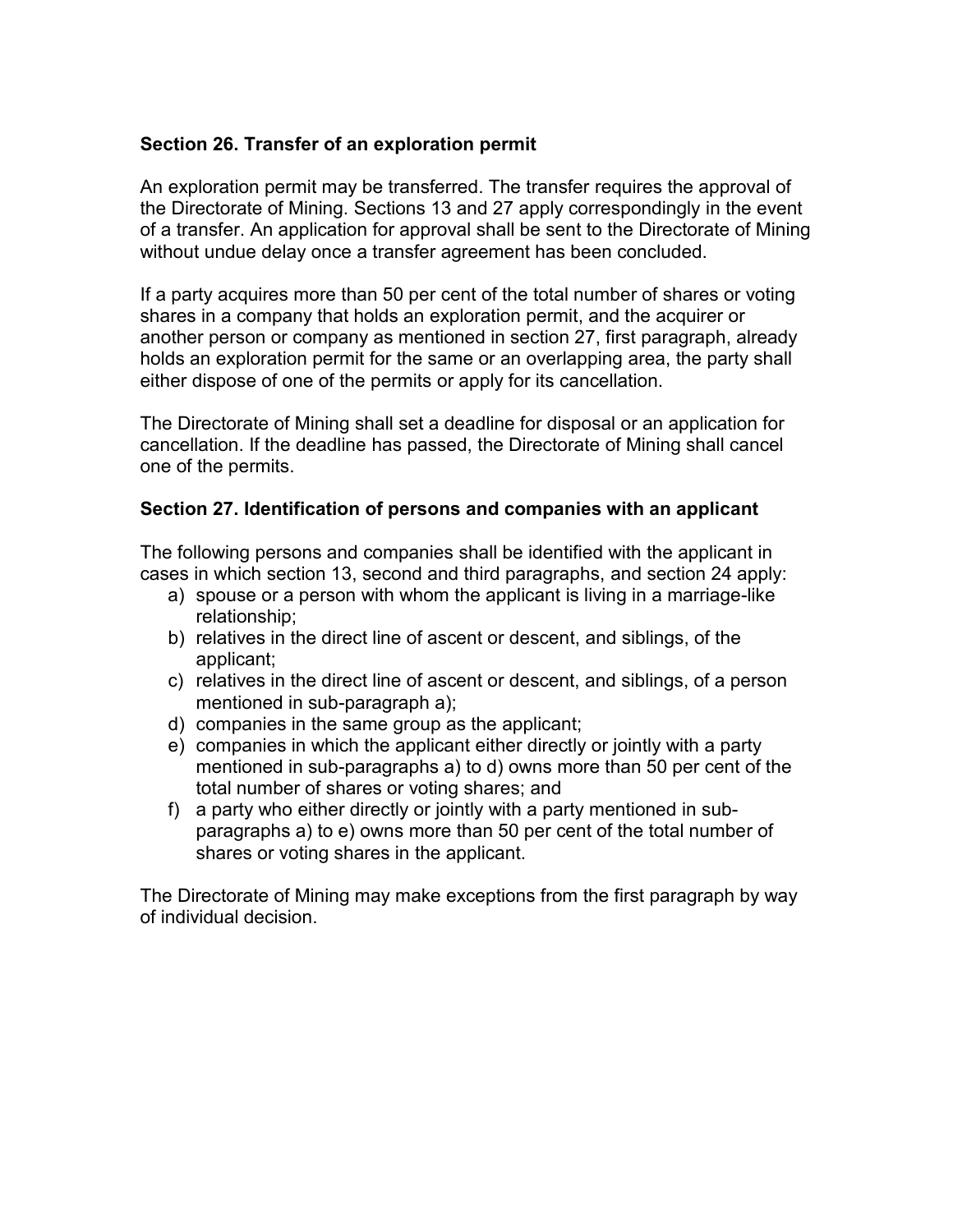### Section 26. Transfer of an exploration permit

An exploration permit may be transferred. The transfer requires the approval of the Directorate of Mining. Sections 13 and 27 apply correspondingly in the event of a transfer. An application for approval shall be sent to the Directorate of Mining without undue delay once a transfer agreement has been concluded.

If a party acquires more than 50 per cent of the total number of shares or voting shares in a company that holds an exploration permit, and the acquirer or another person or company as mentioned in section 27, first paragraph, already holds an exploration permit for the same or an overlapping area, the party shall either dispose of one of the permits or apply for its cancellation.

The Directorate of Mining shall set a deadline for disposal or an application for cancellation. If the deadline has passed, the Directorate of Mining shall cancel one of the permits.

### Section 27. Identification of persons and companies with an applicant

The following persons and companies shall be identified with the applicant in cases in which section 13, second and third paragraphs, and section 24 apply:

a) spouse or a person with whom the applicant is living in a marriage-like relationship;
b) relatives in the direct line of ascent or descent, and siblings, of the applicant;
c) relatives in the direct line of ascent or descent, and siblings, of a person mentioned in sub-paragraph a);
d) companies in the same group as the applicant;
e) companies in which the applicant either directly or jointly with a party mentioned in sub-paragraphs a) to d) owns more than 50 per cent of the total number of shares or voting shares; and
f) a party who either directly or jointly with a party mentioned in sub-paragraphs a) to e) owns more than 50 per cent of the total number of shares or voting shares in the applicant.

The Directorate of Mining may make exceptions from the first paragraph by way of individual decision.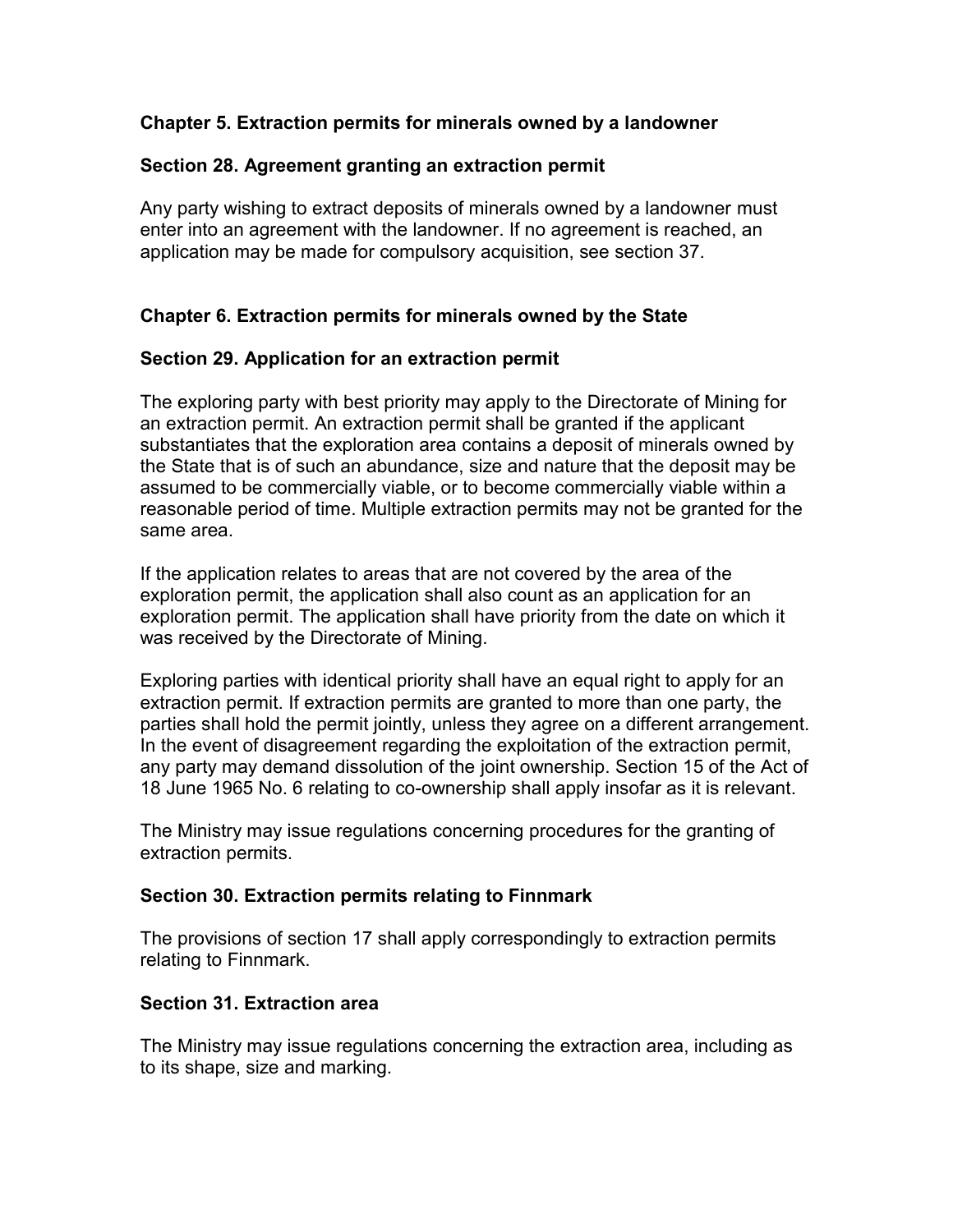## Chapter 5. Extraction permits for minerals owned by a landowner

### Section 28. Agreement granting an extraction permit

Any party wishing to extract deposits of minerals owned by a landowner must enter into an agreement with the landowner. If no agreement is reached, an application may be made for compulsory acquisition, see section 37.

## Chapter 6. Extraction permits for minerals owned by the State

### Section 29. Application for an extraction permit

The exploring party with best priority may apply to the Directorate of Mining for an extraction permit. An extraction permit shall be granted if the applicant substantiates that the exploration area contains a deposit of minerals owned by the State that is of such an abundance, size and nature that the deposit may be assumed to be commercially viable, or to become commercially viable within a reasonable period of time. Multiple extraction permits may not be granted for the same area.

If the application relates to areas that are not covered by the area of the exploration permit, the application shall also count as an application for an exploration permit. The application shall have priority from the date on which it was received by the Directorate of Mining.

Exploring parties with identical priority shall have an equal right to apply for an extraction permit. If extraction permits are granted to more than one party, the parties shall hold the permit jointly, unless they agree on a different arrangement. In the event of disagreement regarding the exploitation of the extraction permit, any party may demand dissolution of the joint ownership. Section 15 of the Act of 18 June 1965 No. 6 relating to co-ownership shall apply insofar as it is relevant.

The Ministry may issue regulations concerning procedures for the granting of extraction permits.

### Section 30. Extraction permits relating to Finnmark

The provisions of section 17 shall apply correspondingly to extraction permits relating to Finnmark.

### Section 31. Extraction area

The Ministry may issue regulations concerning the extraction area, including as to its shape, size and marking.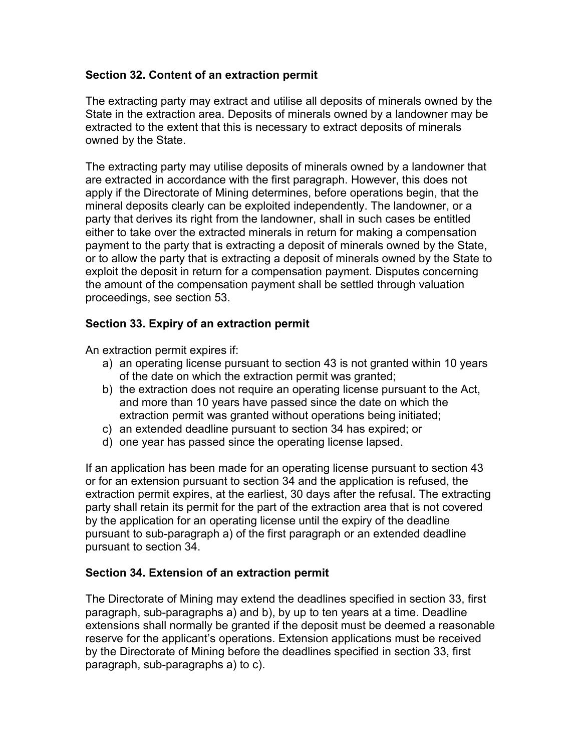## Section 32. Content of an extraction permit

The extracting party may extract and utilise all deposits of minerals owned by the State in the extraction area. Deposits of minerals owned by a landowner may be extracted to the extent that this is necessary to extract deposits of minerals owned by the State.

The extracting party may utilise deposits of minerals owned by a landowner that are extracted in accordance with the first paragraph. However, this does not apply if the Directorate of Mining determines, before operations begin, that the mineral deposits clearly can be exploited independently. The landowner, or a party that derives its right from the landowner, shall in such cases be entitled either to take over the extracted minerals in return for making a compensation payment to the party that is extracting a deposit of minerals owned by the State, or to allow the party that is extracting a deposit of minerals owned by the State to exploit the deposit in return for a compensation payment. Disputes concerning the amount of the compensation payment shall be settled through valuation proceedings, see section 53.

## Section 33. Expiry of an extraction permit

An extraction permit expires if:

a) an operating license pursuant to section 43 is not granted within 10 years of the date on which the extraction permit was granted;
b) the extraction does not require an operating license pursuant to the Act, and more than 10 years have passed since the date on which the extraction permit was granted without operations being initiated;
c) an extended deadline pursuant to section 34 has expired; or
d) one year has passed since the operating license lapsed.

If an application has been made for an operating license pursuant to section 43 or for an extension pursuant to section 34 and the application is refused, the extraction permit expires, at the earliest, 30 days after the refusal. The extracting party shall retain its permit for the part of the extraction area that is not covered by the application for an operating license until the expiry of the deadline pursuant to sub-paragraph a) of the first paragraph or an extended deadline pursuant to section 34.

## Section 34. Extension of an extraction permit

The Directorate of Mining may extend the deadlines specified in section 33, first paragraph, sub-paragraphs a) and b), by up to ten years at a time. Deadline extensions shall normally be granted if the deposit must be deemed a reasonable reserve for the applicant's operations. Extension applications must be received by the Directorate of Mining before the deadlines specified in section 33, first paragraph, sub-paragraphs a) to c).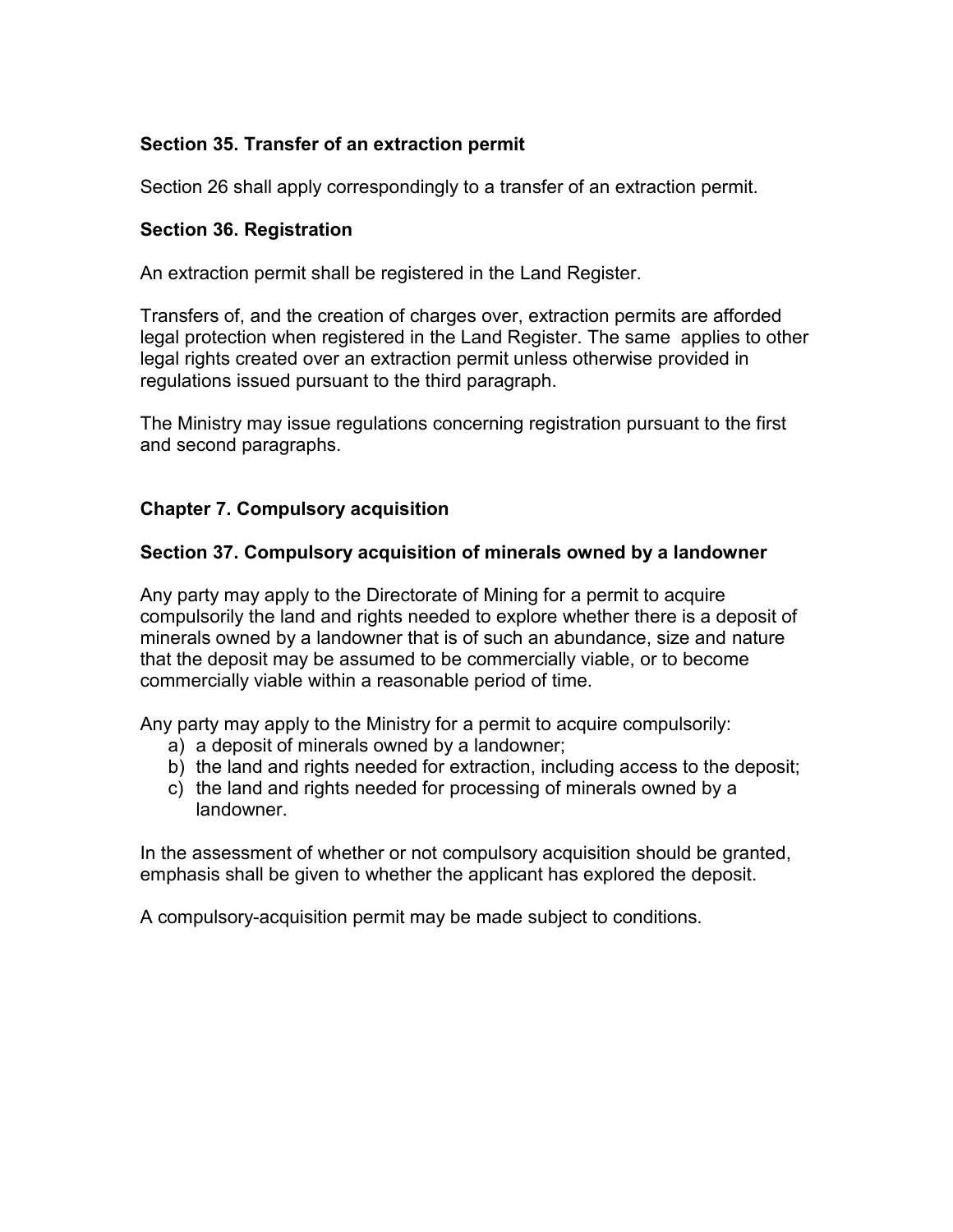### Section 35. Transfer of an extraction permit

Section 26 shall apply correspondingly to a transfer of an extraction permit.

### Section 36. Registration

An extraction permit shall be registered in the Land Register.

Transfers of, and the creation of charges over, extraction permits are afforded legal protection when registered in the Land Register. The same applies to other legal rights created over an extraction permit unless otherwise provided in regulations issued pursuant to the third paragraph.

The Ministry may issue regulations concerning registration pursuant to the first and second paragraphs.

## Chapter 7. Compulsory acquisition

### Section 37. Compulsory acquisition of minerals owned by a landowner

Any party may apply to the Directorate of Mining for a permit to acquire compulsorily the land and rights needed to explore whether there is a deposit of minerals owned by a landowner that is of such an abundance, size and nature that the deposit may be assumed to be commercially viable, or to become commercially viable within a reasonable period of time.

Any party may apply to the Ministry for a permit to acquire compulsorily:

a) a deposit of minerals owned by a landowner;
b) the land and rights needed for extraction, including access to the deposit;
c) the land and rights needed for processing of minerals owned by a landowner.

In the assessment of whether or not compulsory acquisition should be granted, emphasis shall be given to whether the applicant has explored the deposit.

A compulsory-acquisition permit may be made subject to conditions.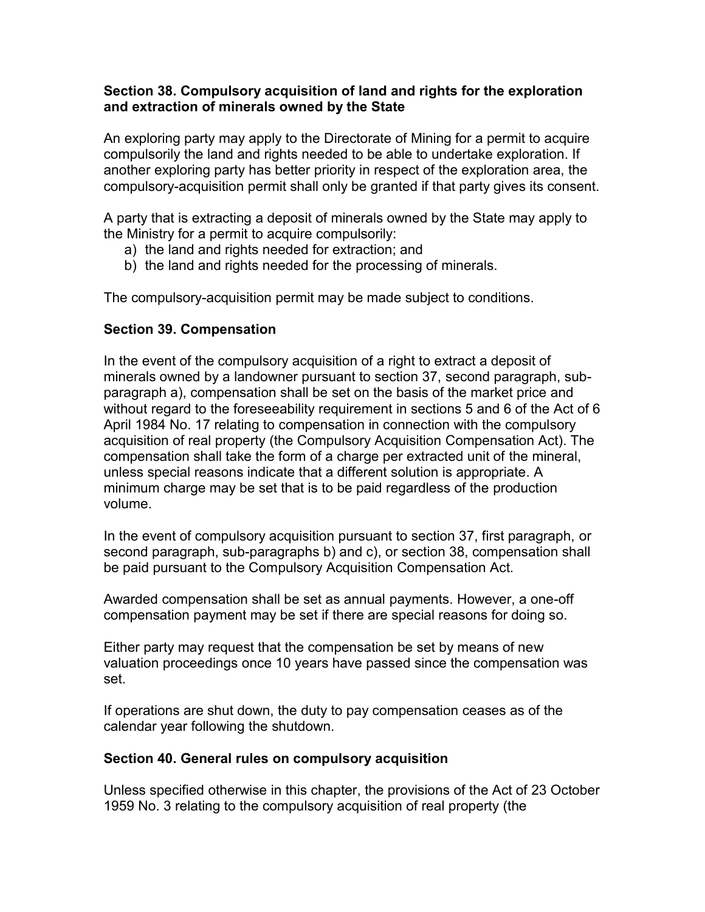### Section 38. Compulsory acquisition of land and rights for the exploration and extraction of minerals owned by the State

An exploring party may apply to the Directorate of Mining for a permit to acquire compulsorily the land and rights needed to be able to undertake exploration. If another exploring party has better priority in respect of the exploration area, the compulsory-acquisition permit shall only be granted if that party gives its consent.

A party that is extracting a deposit of minerals owned by the State may apply to the Ministry for a permit to acquire compulsorily:

a) the land and rights needed for extraction; and
b) the land and rights needed for the processing of minerals.

The compulsory-acquisition permit may be made subject to conditions.

### Section 39. Compensation

In the event of the compulsory acquisition of a right to extract a deposit of minerals owned by a landowner pursuant to section 37, second paragraph, sub-paragraph a), compensation shall be set on the basis of the market price and without regard to the foreseeability requirement in sections 5 and 6 of the Act of 6 April 1984 No. 17 relating to compensation in connection with the compulsory acquisition of real property (the Compulsory Acquisition Compensation Act). The compensation shall take the form of a charge per extracted unit of the mineral, unless special reasons indicate that a different solution is appropriate. A minimum charge may be set that is to be paid regardless of the production volume.

In the event of compulsory acquisition pursuant to section 37, first paragraph, or second paragraph, sub-paragraphs b) and c), or section 38, compensation shall be paid pursuant to the Compulsory Acquisition Compensation Act.

Awarded compensation shall be set as annual payments. However, a one-off compensation payment may be set if there are special reasons for doing so.

Either party may request that the compensation be set by means of new valuation proceedings once 10 years have passed since the compensation was set.

If operations are shut down, the duty to pay compensation ceases as of the calendar year following the shutdown.

### Section 40. General rules on compulsory acquisition

Unless specified otherwise in this chapter, the provisions of the Act of 23 October 1959 No. 3 relating to the compulsory acquisition of real property (the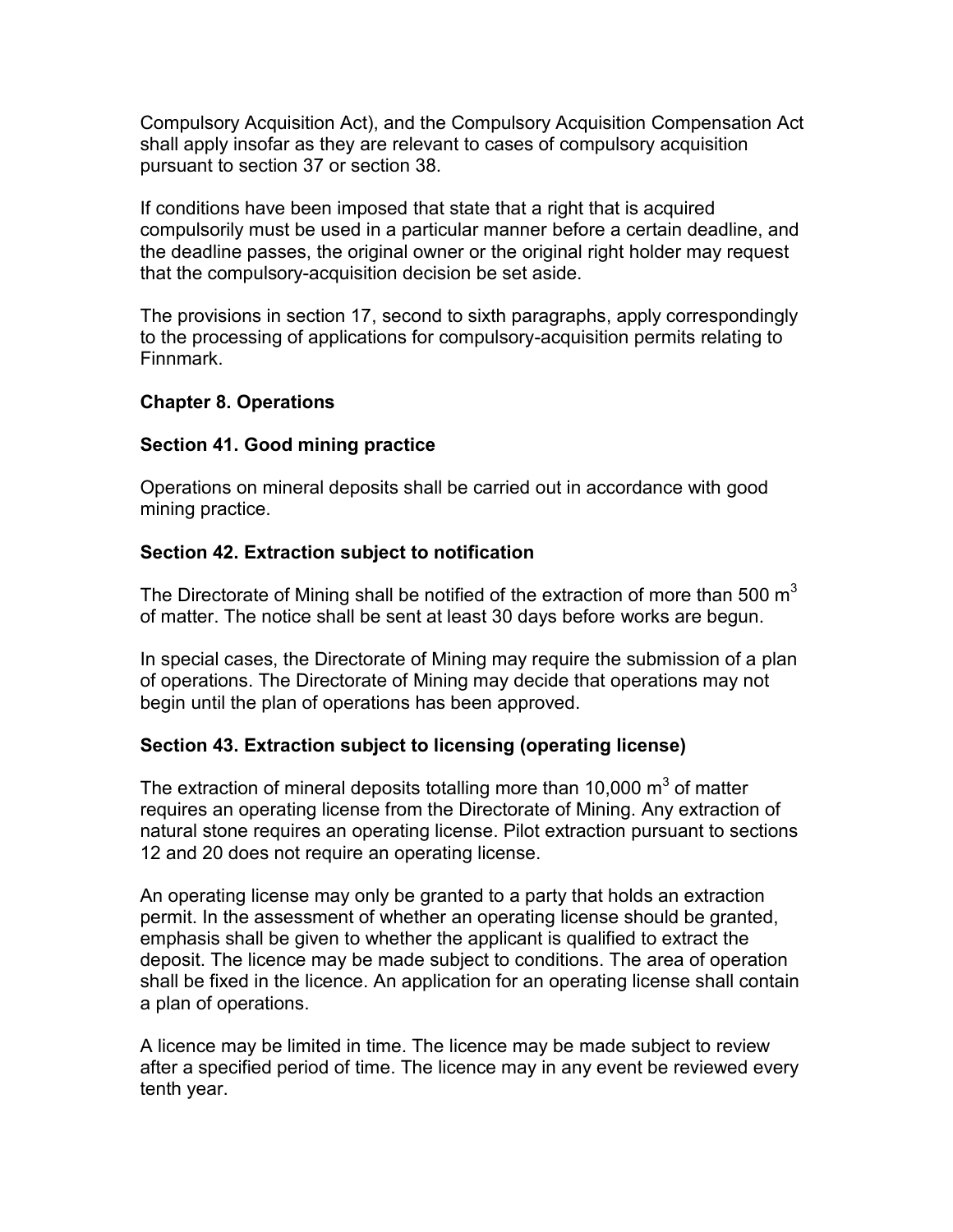Compulsory Acquisition Act), and the Compulsory Acquisition Compensation Act shall apply insofar as they are relevant to cases of compulsory acquisition pursuant to section 37 or section 38.

If conditions have been imposed that state that a right that is acquired compulsorily must be used in a particular manner before a certain deadline, and the deadline passes, the original owner or the original right holder may request that the compulsory-acquisition decision be set aside.

The provisions in section 17, second to sixth paragraphs, apply correspondingly to the processing of applications for compulsory-acquisition permits relating to Finnmark.

## Chapter 8. Operations

### Section 41. Good mining practice

Operations on mineral deposits shall be carried out in accordance with good mining practice.

### Section 42. Extraction subject to notification

The Directorate of Mining shall be notified of the extraction of more than 500 $m^3$ of matter. The notice shall be sent at least 30 days before works are begun.

In special cases, the Directorate of Mining may require the submission of a plan of operations. The Directorate of Mining may decide that operations may not begin until the plan of operations has been approved.

### Section 43. Extraction subject to licensing (operating license)

The extraction of mineral deposits totalling more than 10,000 $m^3$ of matter requires an operating license from the Directorate of Mining. Any extraction of natural stone requires an operating license. Pilot extraction pursuant to sections 12 and 20 does not require an operating license.

An operating license may only be granted to a party that holds an extraction permit. In the assessment of whether an operating license should be granted, emphasis shall be given to whether the applicant is qualified to extract the deposit. The licence may be made subject to conditions. The area of operation shall be fixed in the licence. An application for an operating license shall contain a plan of operations.

A licence may be limited in time. The licence may be made subject to review after a specified period of time. The licence may in any event be reviewed every tenth year.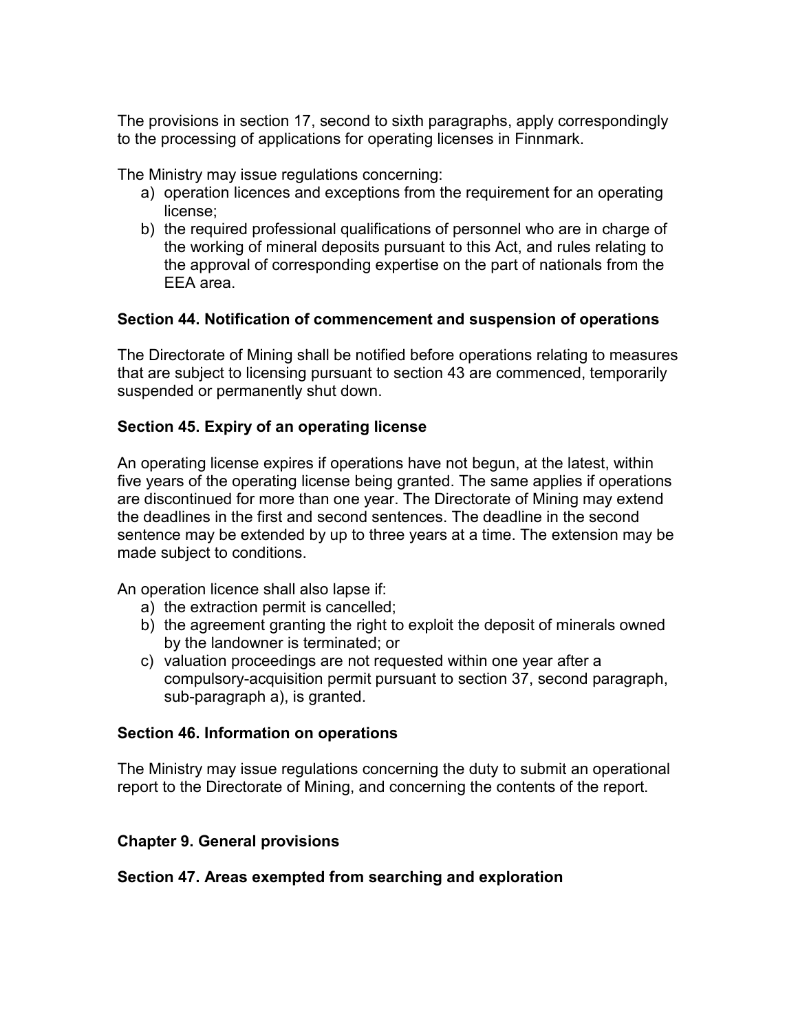The provisions in section 17, second to sixth paragraphs, apply correspondingly to the processing of applications for operating licenses in Finnmark.

The Ministry may issue regulations concerning:

a) operation licences and exceptions from the requirement for an operating license;
b) the required professional qualifications of personnel who are in charge of the working of mineral deposits pursuant to this Act, and rules relating to the approval of corresponding expertise on the part of nationals from the EEA area.

**Section 44. Notification of commencement and suspension of operations**

The Directorate of Mining shall be notified before operations relating to measures that are subject to licensing pursuant to section 43 are commenced, temporarily suspended or permanently shut down.

**Section 45. Expiry of an operating license**

An operating license expires if operations have not begun, at the latest, within five years of the operating license being granted. The same applies if operations are discontinued for more than one year. The Directorate of Mining may extend the deadlines in the first and second sentences. The deadline in the second sentence may be extended by up to three years at a time. The extension may be made subject to conditions.

An operation licence shall also lapse if:

a) the extraction permit is cancelled;
b) the agreement granting the right to exploit the deposit of minerals owned by the landowner is terminated; or
c) valuation proceedings are not requested within one year after a compulsory-acquisition permit pursuant to section 37, second paragraph, sub-paragraph a), is granted.

**Section 46. Information on operations**

The Ministry may issue regulations concerning the duty to submit an operational report to the Directorate of Mining, and concerning the contents of the report.

**Chapter 9. General provisions**

**Section 47. Areas exempted from searching and exploration**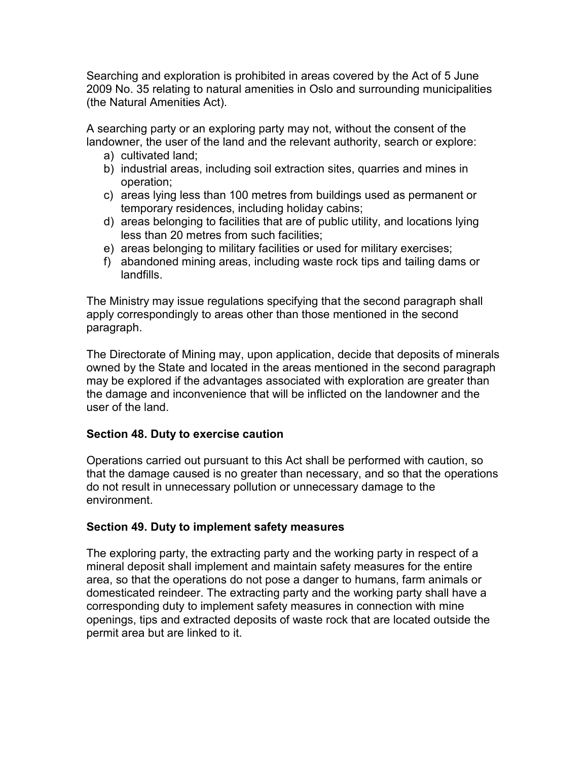Searching and exploration is prohibited in areas covered by the Act of 5 June 2009 No. 35 relating to natural amenities in Oslo and surrounding municipalities (the Natural Amenities Act).

A searching party or an exploring party may not, without the consent of the landowner, the user of the land and the relevant authority, search or explore:

a) cultivated land;
b) industrial areas, including soil extraction sites, quarries and mines in operation;
c) areas lying less than 100 metres from buildings used as permanent or temporary residences, including holiday cabins;
d) areas belonging to facilities that are of public utility, and locations lying less than 20 metres from such facilities;
e) areas belonging to military facilities or used for military exercises;
f) abandoned mining areas, including waste rock tips and tailing dams or landfills.

The Ministry may issue regulations specifying that the second paragraph shall apply correspondingly to areas other than those mentioned in the second paragraph.

The Directorate of Mining may, upon application, decide that deposits of minerals owned by the State and located in the areas mentioned in the second paragraph may be explored if the advantages associated with exploration are greater than the damage and inconvenience that will be inflicted on the landowner and the user of the land.

**Section 48. Duty to exercise caution**

Operations carried out pursuant to this Act shall be performed with caution, so that the damage caused is no greater than necessary, and so that the operations do not result in unnecessary pollution or unnecessary damage to the environment.

**Section 49. Duty to implement safety measures**

The exploring party, the extracting party and the working party in respect of a mineral deposit shall implement and maintain safety measures for the entire area, so that the operations do not pose a danger to humans, farm animals or domesticated reindeer. The extracting party and the working party shall have a corresponding duty to implement safety measures in connection with mine openings, tips and extracted deposits of waste rock that are located outside the permit area but are linked to it.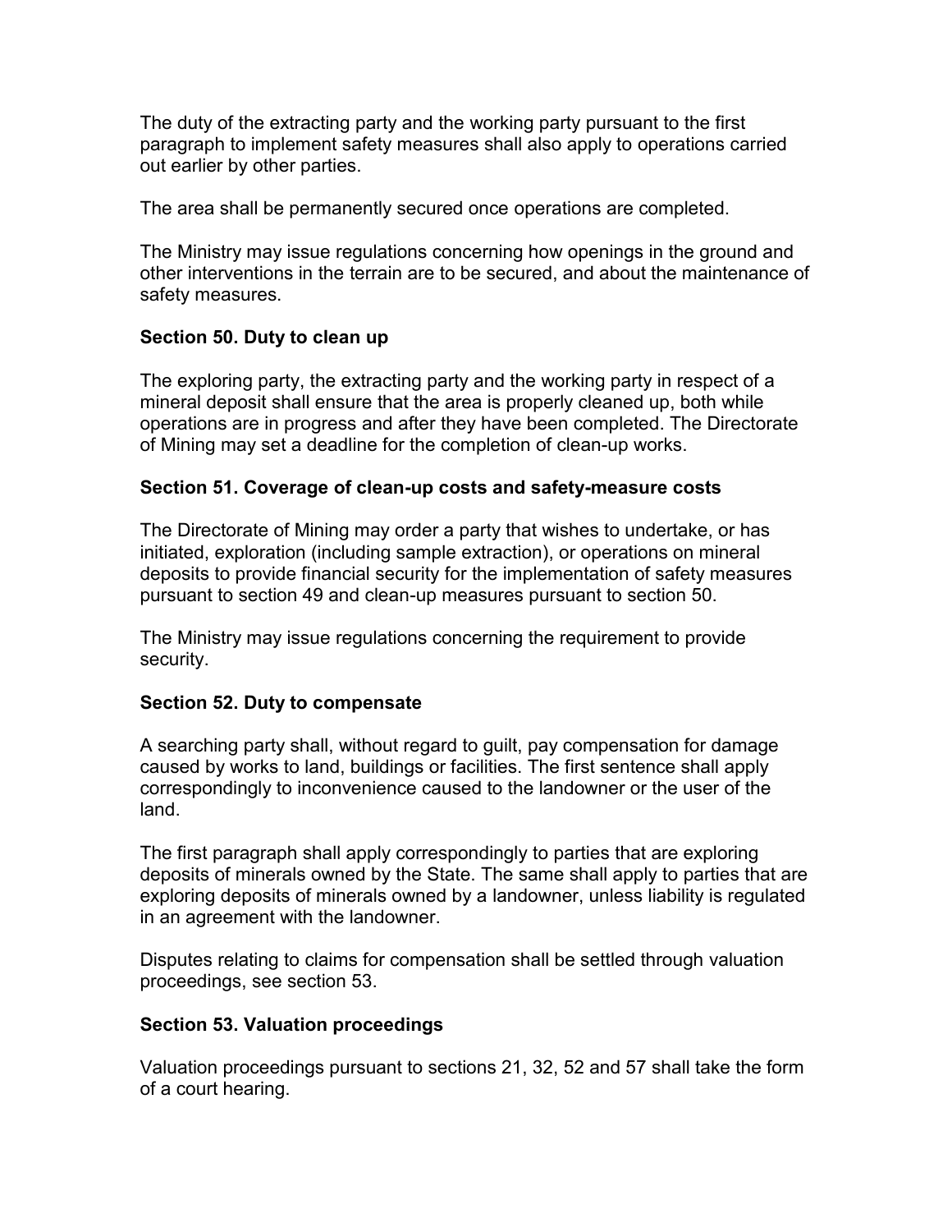The duty of the extracting party and the working party pursuant to the first paragraph to implement safety measures shall also apply to operations carried out earlier by other parties.

The area shall be permanently secured once operations are completed.

The Ministry may issue regulations concerning how openings in the ground and other interventions in the terrain are to be secured, and about the maintenance of safety measures.

### Section 50. Duty to clean up

The exploring party, the extracting party and the working party in respect of a mineral deposit shall ensure that the area is properly cleaned up, both while operations are in progress and after they have been completed. The Directorate of Mining may set a deadline for the completion of clean-up works.

### Section 51. Coverage of clean-up costs and safety-measure costs

The Directorate of Mining may order a party that wishes to undertake, or has initiated, exploration (including sample extraction), or operations on mineral deposits to provide financial security for the implementation of safety measures pursuant to section 49 and clean-up measures pursuant to section 50.

The Ministry may issue regulations concerning the requirement to provide security.

### Section 52. Duty to compensate

A searching party shall, without regard to guilt, pay compensation for damage caused by works to land, buildings or facilities. The first sentence shall apply correspondingly to inconvenience caused to the landowner or the user of the land.

The first paragraph shall apply correspondingly to parties that are exploring deposits of minerals owned by the State. The same shall apply to parties that are exploring deposits of minerals owned by a landowner, unless liability is regulated in an agreement with the landowner.

Disputes relating to claims for compensation shall be settled through valuation proceedings, see section 53.

### Section 53. Valuation proceedings

Valuation proceedings pursuant to sections 21, 32, 52 and 57 shall take the form of a court hearing.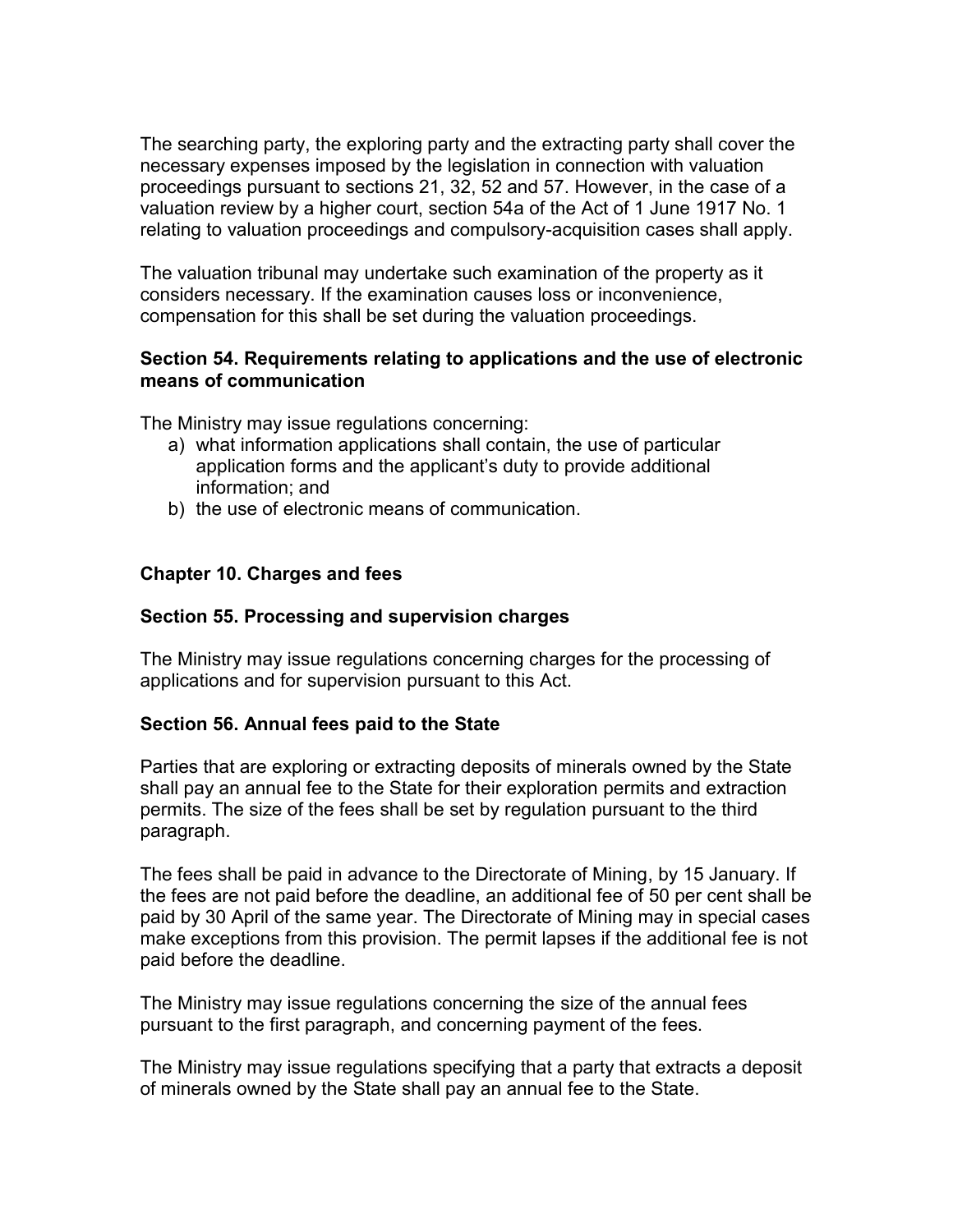The searching party, the exploring party and the extracting party shall cover the necessary expenses imposed by the legislation in connection with valuation proceedings pursuant to sections 21, 32, 52 and 57. However, in the case of a valuation review by a higher court, section 54a of the Act of 1 June 1917 No. 1 relating to valuation proceedings and compulsory-acquisition cases shall apply.

The valuation tribunal may undertake such examination of the property as it considers necessary. If the examination causes loss or inconvenience, compensation for this shall be set during the valuation proceedings.

### Section 54. Requirements relating to applications and the use of electronic means of communication

The Ministry may issue regulations concerning:

a) what information applications shall contain, the use of particular application forms and the applicant's duty to provide additional information; and
b) the use of electronic means of communication.

## Chapter 10. Charges and fees

### Section 55. Processing and supervision charges

The Ministry may issue regulations concerning charges for the processing of applications and for supervision pursuant to this Act.

### Section 56. Annual fees paid to the State

Parties that are exploring or extracting deposits of minerals owned by the State shall pay an annual fee to the State for their exploration permits and extraction permits. The size of the fees shall be set by regulation pursuant to the third paragraph.

The fees shall be paid in advance to the Directorate of Mining, by 15 January. If the fees are not paid before the deadline, an additional fee of 50 per cent shall be paid by 30 April of the same year. The Directorate of Mining may in special cases make exceptions from this provision. The permit lapses if the additional fee is not paid before the deadline.

The Ministry may issue regulations concerning the size of the annual fees pursuant to the first paragraph, and concerning payment of the fees.

The Ministry may issue regulations specifying that a party that extracts a deposit of minerals owned by the State shall pay an annual fee to the State.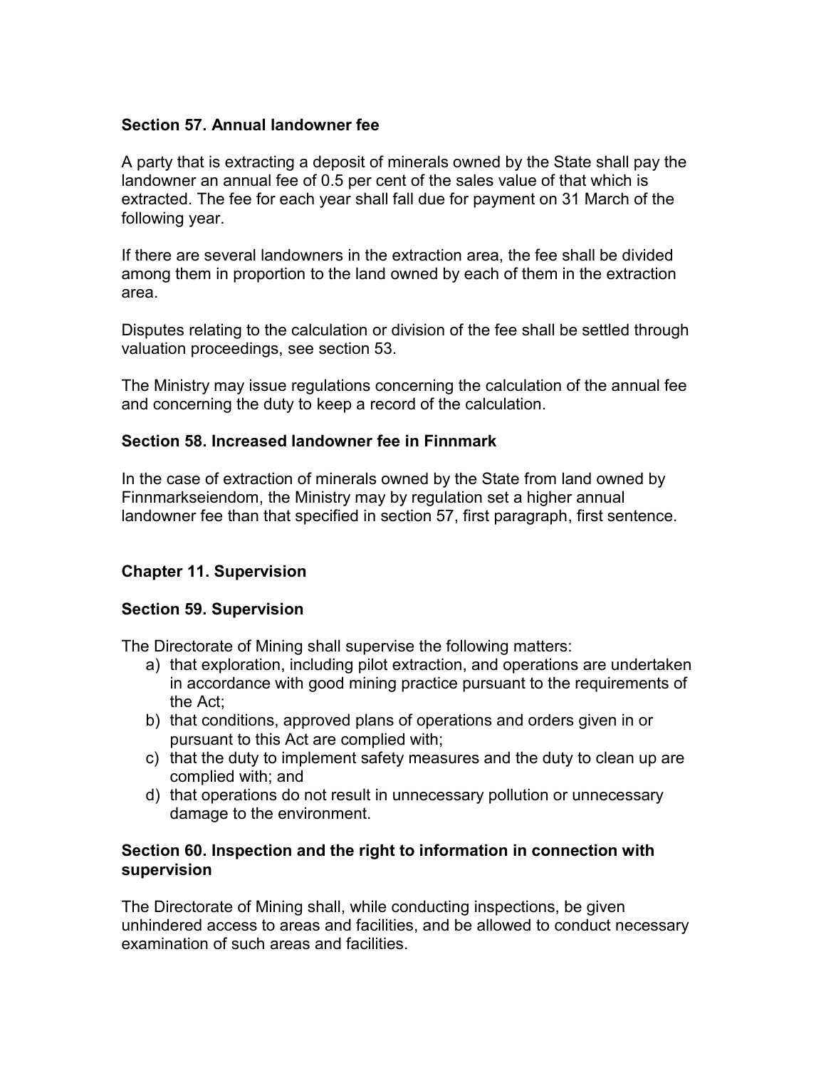### Section 57. Annual landowner fee

A party that is extracting a deposit of minerals owned by the State shall pay the landowner an annual fee of 0.5 per cent of the sales value of that which is extracted. The fee for each year shall fall due for payment on 31 March of the following year.

If there are several landowners in the extraction area, the fee shall be divided among them in proportion to the land owned by each of them in the extraction area.

Disputes relating to the calculation or division of the fee shall be settled through valuation proceedings, see section 53.

The Ministry may issue regulations concerning the calculation of the annual fee and concerning the duty to keep a record of the calculation.

### Section 58. Increased landowner fee in Finnmark

In the case of extraction of minerals owned by the State from land owned by Finnmarkseiendom, the Ministry may by regulation set a higher annual landowner fee than that specified in section 57, first paragraph, first sentence.

## Chapter 11. Supervision

### Section 59. Supervision

The Directorate of Mining shall supervise the following matters:

a) that exploration, including pilot extraction, and operations are undertaken in accordance with good mining practice pursuant to the requirements of the Act;
b) that conditions, approved plans of operations and orders given in or pursuant to this Act are complied with;
c) that the duty to implement safety measures and the duty to clean up are complied with; and
d) that operations do not result in unnecessary pollution or unnecessary damage to the environment.

### Section 60. Inspection and the right to information in connection with supervision

The Directorate of Mining shall, while conducting inspections, be given unhindered access to areas and facilities, and be allowed to conduct necessary examination of such areas and facilities.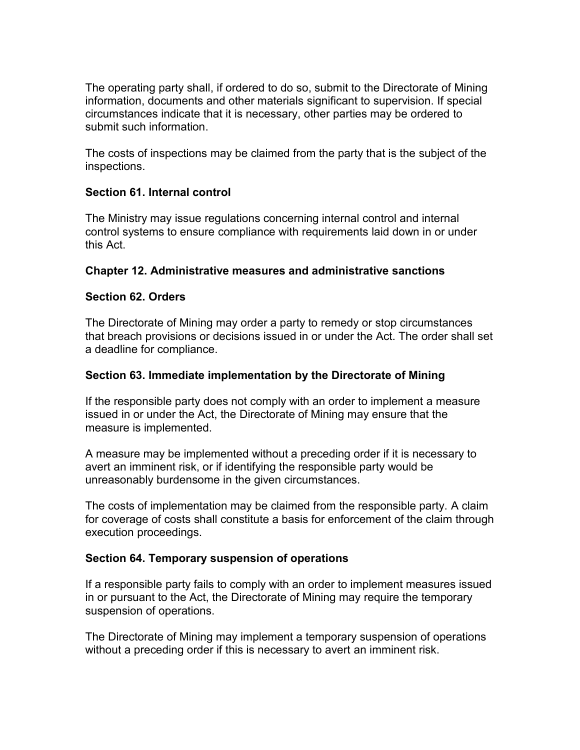The operating party shall, if ordered to do so, submit to the Directorate of Mining information, documents and other materials significant to supervision. If special circumstances indicate that it is necessary, other parties may be ordered to submit such information.

The costs of inspections may be claimed from the party that is the subject of the inspections.

**Section 61. Internal control**

The Ministry may issue regulations concerning internal control and internal control systems to ensure compliance with requirements laid down in or under this Act.

**Chapter 12. Administrative measures and administrative sanctions**

**Section 62. Orders**

The Directorate of Mining may order a party to remedy or stop circumstances that breach provisions or decisions issued in or under the Act. The order shall set a deadline for compliance.

**Section 63. Immediate implementation by the Directorate of Mining**

If the responsible party does not comply with an order to implement a measure issued in or under the Act, the Directorate of Mining may ensure that the measure is implemented.

A measure may be implemented without a preceding order if it is necessary to avert an imminent risk, or if identifying the responsible party would be unreasonably burdensome in the given circumstances.

The costs of implementation may be claimed from the responsible party. A claim for coverage of costs shall constitute a basis for enforcement of the claim through execution proceedings.

**Section 64. Temporary suspension of operations**

If a responsible party fails to comply with an order to implement measures issued in or pursuant to the Act, the Directorate of Mining may require the temporary suspension of operations.

The Directorate of Mining may implement a temporary suspension of operations without a preceding order if this is necessary to avert an imminent risk.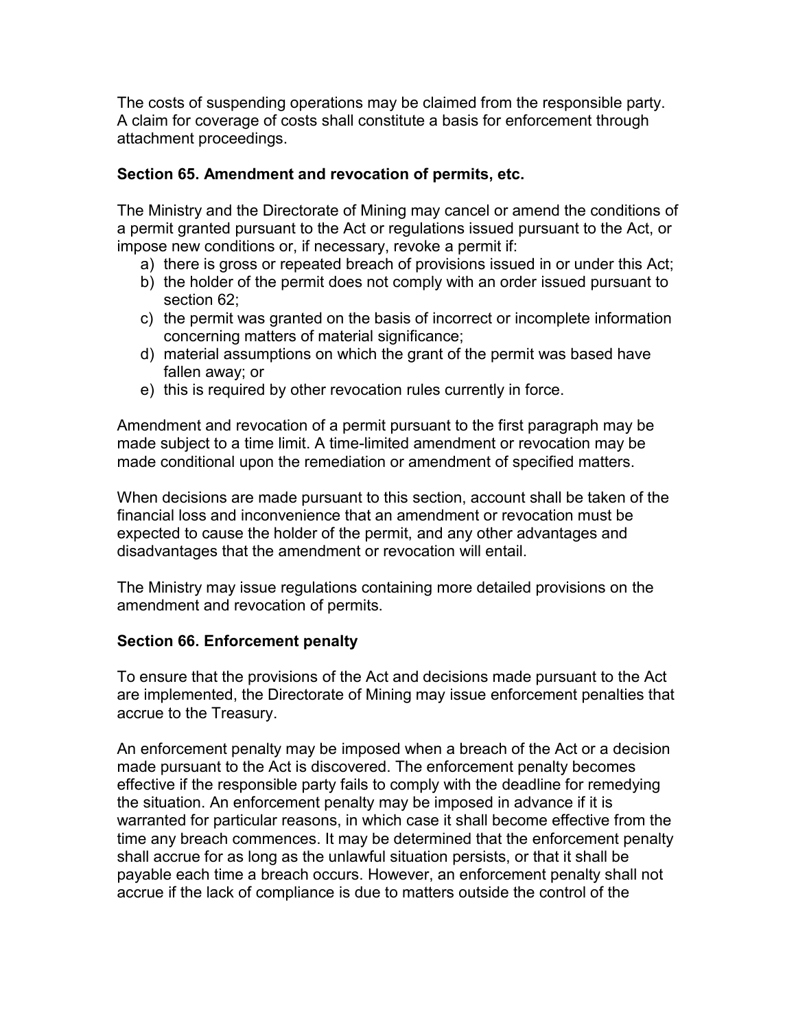The costs of suspending operations may be claimed from the responsible party. A claim for coverage of costs shall constitute a basis for enforcement through attachment proceedings.

### Section 65. Amendment and revocation of permits, etc.

The Ministry and the Directorate of Mining may cancel or amend the conditions of a permit granted pursuant to the Act or regulations issued pursuant to the Act, or impose new conditions or, if necessary, revoke a permit if:

a) there is gross or repeated breach of provisions issued in or under this Act;
b) the holder of the permit does not comply with an order issued pursuant to section 62;
c) the permit was granted on the basis of incorrect or incomplete information concerning matters of material significance;
d) material assumptions on which the grant of the permit was based have fallen away; or
e) this is required by other revocation rules currently in force.

Amendment and revocation of a permit pursuant to the first paragraph may be made subject to a time limit. A time-limited amendment or revocation may be made conditional upon the remediation or amendment of specified matters.

When decisions are made pursuant to this section, account shall be taken of the financial loss and inconvenience that an amendment or revocation must be expected to cause the holder of the permit, and any other advantages and disadvantages that the amendment or revocation will entail.

The Ministry may issue regulations containing more detailed provisions on the amendment and revocation of permits.

### Section 66. Enforcement penalty

To ensure that the provisions of the Act and decisions made pursuant to the Act are implemented, the Directorate of Mining may issue enforcement penalties that accrue to the Treasury.

An enforcement penalty may be imposed when a breach of the Act or a decision made pursuant to the Act is discovered. The enforcement penalty becomes effective if the responsible party fails to comply with the deadline for remedying the situation. An enforcement penalty may be imposed in advance if it is warranted for particular reasons, in which case it shall become effective from the time any breach commences. It may be determined that the enforcement penalty shall accrue for as long as the unlawful situation persists, or that it shall be payable each time a breach occurs. However, an enforcement penalty shall not accrue if the lack of compliance is due to matters outside the control of the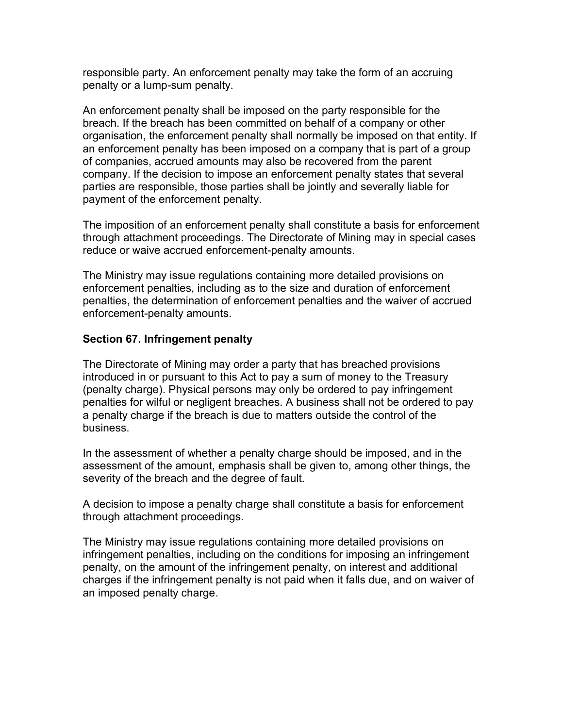responsible party. An enforcement penalty may take the form of an accruing penalty or a lump-sum penalty.

An enforcement penalty shall be imposed on the party responsible for the breach. If the breach has been committed on behalf of a company or other organisation, the enforcement penalty shall normally be imposed on that entity. If an enforcement penalty has been imposed on a company that is part of a group of companies, accrued amounts may also be recovered from the parent company. If the decision to impose an enforcement penalty states that several parties are responsible, those parties shall be jointly and severally liable for payment of the enforcement penalty.

The imposition of an enforcement penalty shall constitute a basis for enforcement through attachment proceedings. The Directorate of Mining may in special cases reduce or waive accrued enforcement-penalty amounts.

The Ministry may issue regulations containing more detailed provisions on enforcement penalties, including as to the size and duration of enforcement penalties, the determination of enforcement penalties and the waiver of accrued enforcement-penalty amounts.

**Section 67. Infringement penalty**

The Directorate of Mining may order a party that has breached provisions introduced in or pursuant to this Act to pay a sum of money to the Treasury (penalty charge). Physical persons may only be ordered to pay infringement penalties for wilful or negligent breaches. A business shall not be ordered to pay a penalty charge if the breach is due to matters outside the control of the business.

In the assessment of whether a penalty charge should be imposed, and in the assessment of the amount, emphasis shall be given to, among other things, the severity of the breach and the degree of fault.

A decision to impose a penalty charge shall constitute a basis for enforcement through attachment proceedings.

The Ministry may issue regulations containing more detailed provisions on infringement penalties, including on the conditions for imposing an infringement penalty, on the amount of the infringement penalty, on interest and additional charges if the infringement penalty is not paid when it falls due, and on waiver of an imposed penalty charge.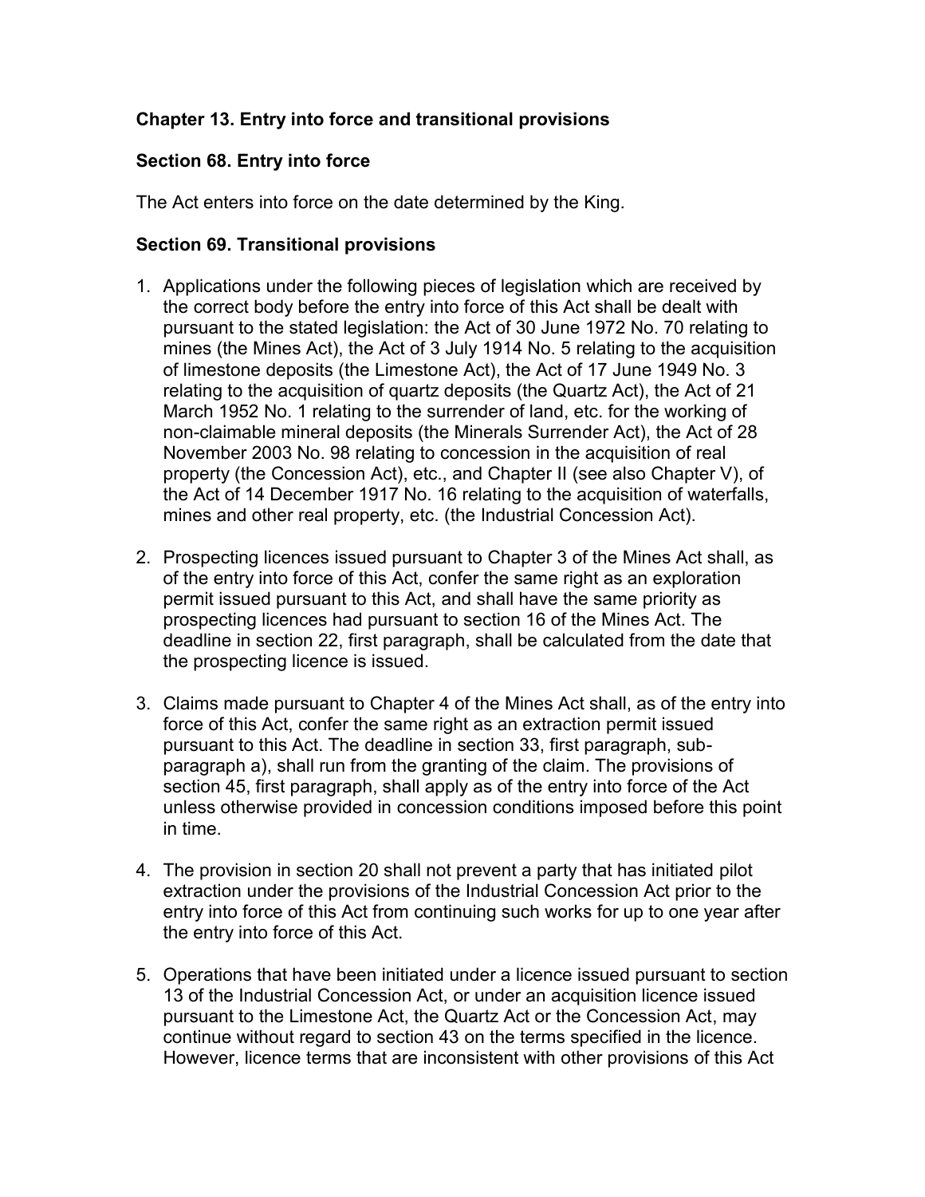### Chapter 13. Entry into force and transitional provisions

### Section 68. Entry into force

The Act enters into force on the date determined by the King.

### Section 69. Transitional provisions

1. Applications under the following pieces of legislation which are received by the correct body before the entry into force of this Act shall be dealt with pursuant to the stated legislation: the Act of 30 June 1972 No. 70 relating to mines (the Mines Act), the Act of 3 July 1914 No. 5 relating to the acquisition of limestone deposits (the Limestone Act), the Act of 17 June 1949 No. 3 relating to the acquisition of quartz deposits (the Quartz Act), the Act of 21 March 1952 No. 1 relating to the surrender of land, etc. for the working of non-claimable mineral deposits (the Minerals Surrender Act), the Act of 28 November 2003 No. 98 relating to concession in the acquisition of real property (the Concession Act), etc., and Chapter II (see also Chapter V), of the Act of 14 December 1917 No. 16 relating to the acquisition of waterfalls, mines and other real property, etc. (the Industrial Concession Act).

2. Prospecting licences issued pursuant to Chapter 3 of the Mines Act shall, as of the entry into force of this Act, confer the same right as an exploration permit issued pursuant to this Act, and shall have the same priority as prospecting licences had pursuant to section 16 of the Mines Act. The deadline in section 22, first paragraph, shall be calculated from the date that the prospecting licence is issued.

3. Claims made pursuant to Chapter 4 of the Mines Act shall, as of the entry into force of this Act, confer the same right as an extraction permit issued pursuant to this Act. The deadline in section 33, first paragraph, sub-paragraph a), shall run from the granting of the claim. The provisions of section 45, first paragraph, shall apply as of the entry into force of the Act unless otherwise provided in concession conditions imposed before this point in time.

4. The provision in section 20 shall not prevent a party that has initiated pilot extraction under the provisions of the Industrial Concession Act prior to the entry into force of this Act from continuing such works for up to one year after the entry into force of this Act.

5. Operations that have been initiated under a licence issued pursuant to section 13 of the Industrial Concession Act, or under an acquisition licence issued pursuant to the Limestone Act, the Quartz Act or the Concession Act, may continue without regard to section 43 on the terms specified in the licence. However, licence terms that are inconsistent with other provisions of this Act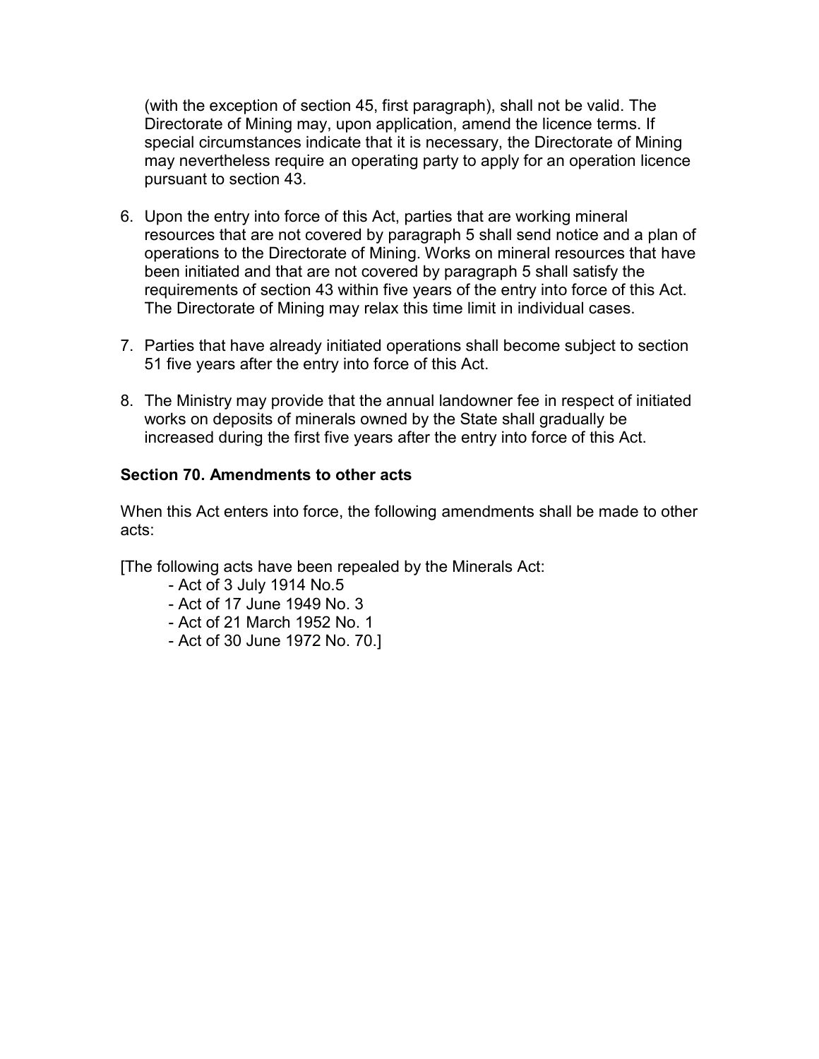(with the exception of section 45, first paragraph), shall not be valid. The Directorate of Mining may, upon application, amend the licence terms. If special circumstances indicate that it is necessary, the Directorate of Mining may nevertheless require an operating party to apply for an operation licence pursuant to section 43.

6. Upon the entry into force of this Act, parties that are working mineral resources that are not covered by paragraph 5 shall send notice and a plan of operations to the Directorate of Mining. Works on mineral resources that have been initiated and that are not covered by paragraph 5 shall satisfy the requirements of section 43 within five years of the entry into force of this Act. The Directorate of Mining may relax this time limit in individual cases.

7. Parties that have already initiated operations shall become subject to section 51 five years after the entry into force of this Act.

8. The Ministry may provide that the annual landowner fee in respect of initiated works on deposits of minerals owned by the State shall gradually be increased during the first five years after the entry into force of this Act.

**Section 70. Amendments to other acts**

When this Act enters into force, the following amendments shall be made to other acts:

[The following acts have been repealed by the Minerals Act:

- Act of 3 July 1914 No.5
- Act of 17 June 1949 No. 3
- Act of 21 March 1952 No. 1
- Act of 30 June 1972 No. 70.]